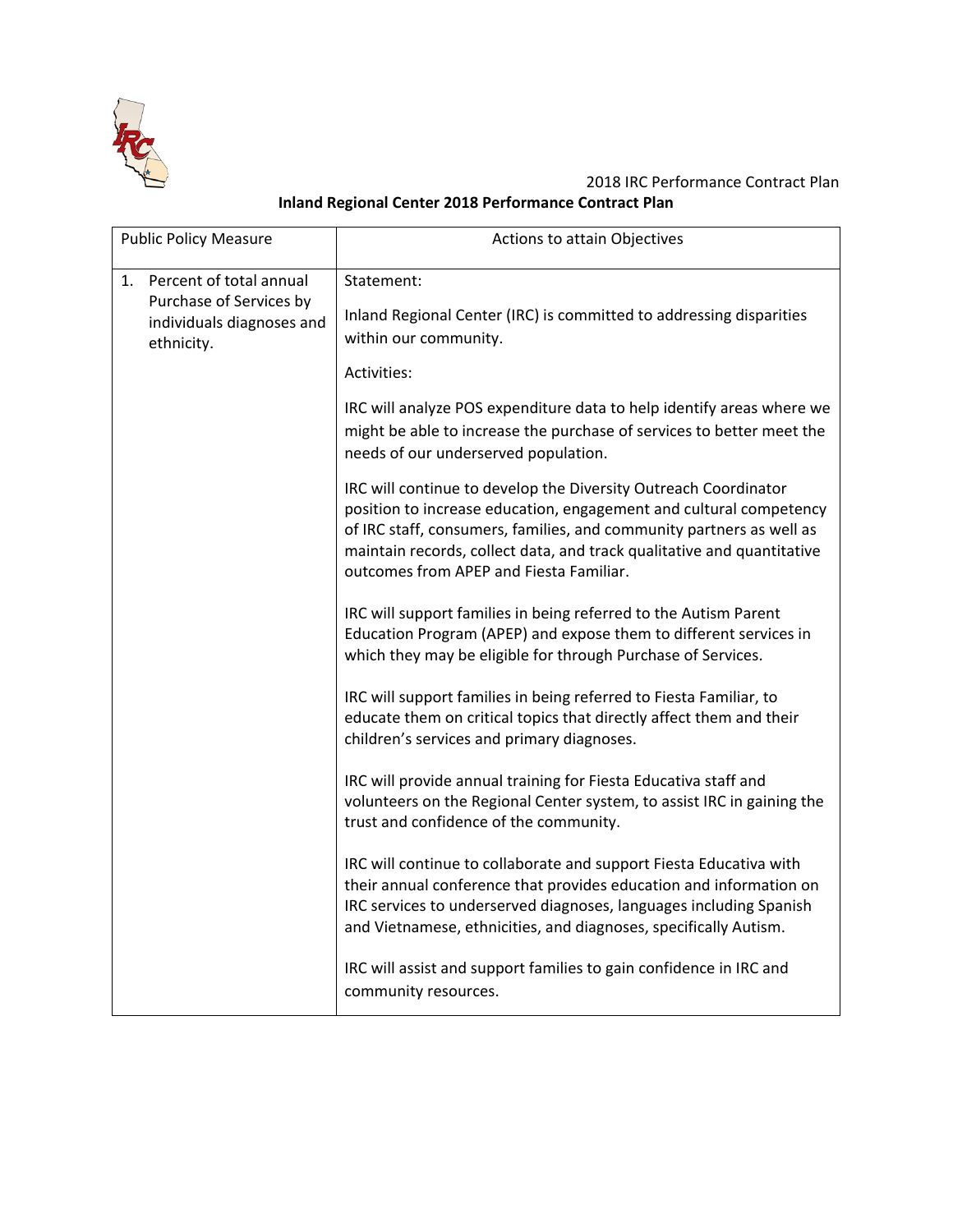# Inland Regional Center 2018 Performance Contract Plan

| Public Policy Measure | Actions to attain Objectives |
|---|---|
| 1. Percent of total annual Purchase of Services by individuals diagnoses and ethnicity. | Statement:<br><br>Inland Regional Center (IRC) is committed to addressing disparities within our community.<br><br>Activities:<br><br>IRC will analyze POS expenditure data to help identify areas where we might be able to increase the purchase of services to better meet the needs of our underserved population.<br><br>IRC will continue to develop the Diversity Outreach Coordinator position to increase education, engagement and cultural competency of IRC staff, consumers, families, and community partners as well as maintain records, collect data, and track qualitative and quantitative outcomes from APEP and Fiesta Familiar.<br><br>IRC will support families in being referred to the Autism Parent Education Program (APEP) and expose them to different services in which they may be eligible for through Purchase of Services.<br><br>IRC will support families in being referred to Fiesta Familiar, to educate them on critical topics that directly affect them and their children's services and primary diagnoses.<br><br>IRC will provide annual training for Fiesta Educativa staff and volunteers on the Regional Center system, to assist IRC in gaining the trust and confidence of the community.<br><br>IRC will continue to collaborate and support Fiesta Educativa with their annual conference that provides education and information on IRC services to underserved diagnoses, languages including Spanish and Vietnamese, ethnicities, and diagnoses, specifically Autism.<br><br>IRC will assist and support families to gain confidence in IRC and community resources. |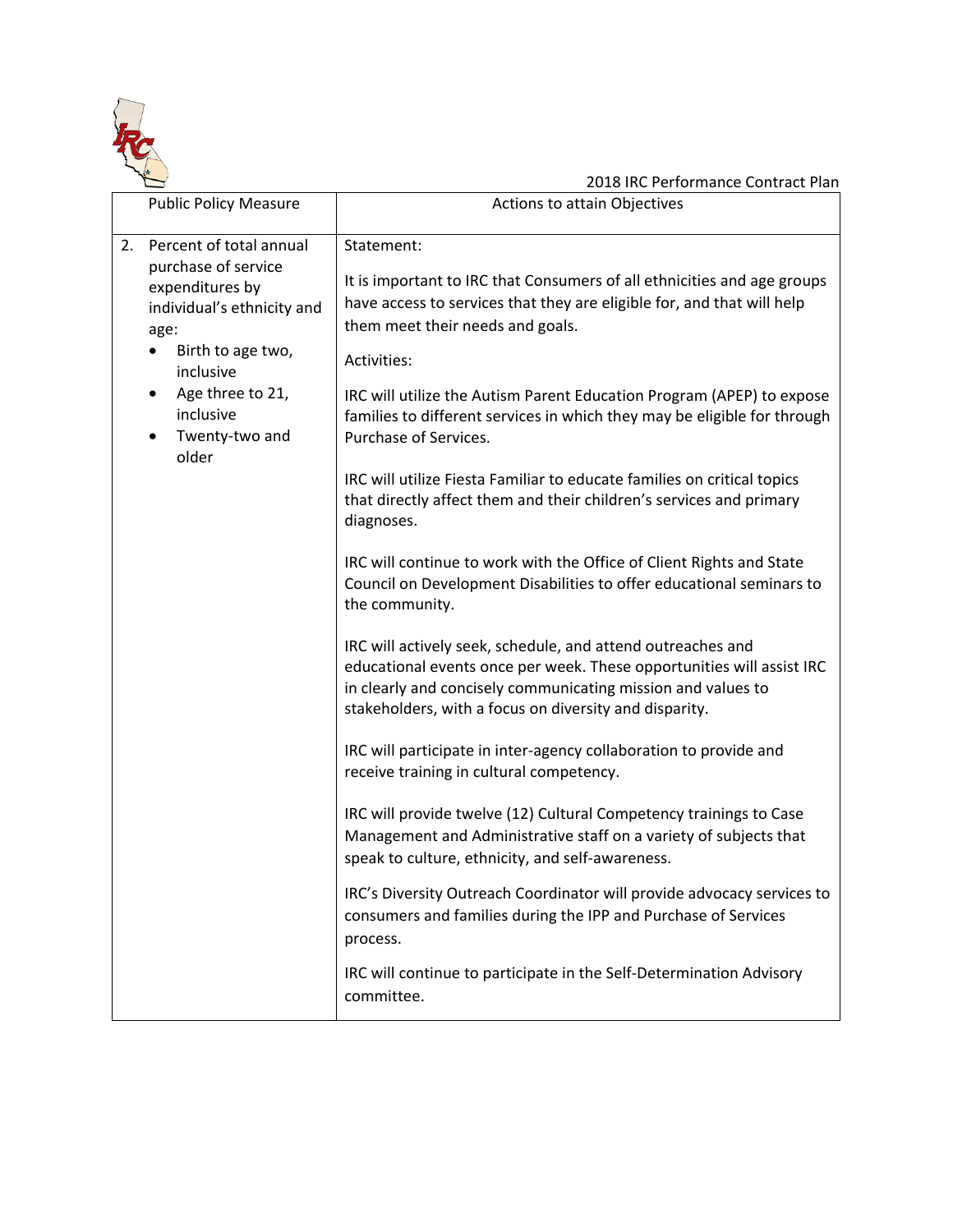| Public Policy Measure | Actions to attain Objectives |
| --- | --- |
| 2. Percent of total annual purchase of service expenditures by individual's ethnicity and age:<br>• Birth to age two, inclusive<br>• Age three to 21, inclusive<br>• Twenty-two and older | Statement:<br><br>It is important to IRC that Consumers of all ethnicities and age groups have access to services that they are eligible for, and that will help them meet their needs and goals.<br><br>Activities:<br><br>IRC will utilize the Autism Parent Education Program (APEP) to expose families to different services in which they may be eligible for through Purchase of Services.<br><br>IRC will utilize Fiesta Familiar to educate families on critical topics that directly affect them and their children's services and primary diagnoses.<br><br>IRC will continue to work with the Office of Client Rights and State Council on Development Disabilities to offer educational seminars to the community.<br><br>IRC will actively seek, schedule, and attend outreaches and educational events once per week. These opportunities will assist IRC in clearly and concisely communicating mission and values to stakeholders, with a focus on diversity and disparity.<br><br>IRC will participate in inter-agency collaboration to provide and receive training in cultural competency.<br><br>IRC will provide twelve (12) Cultural Competency trainings to Case Management and Administrative staff on a variety of subjects that speak to culture, ethnicity, and self-awareness.<br><br>IRC's Diversity Outreach Coordinator will provide advocacy services to consumers and families during the IPP and Purchase of Services process.<br><br>IRC will continue to participate in the Self-Determination Advisory committee. |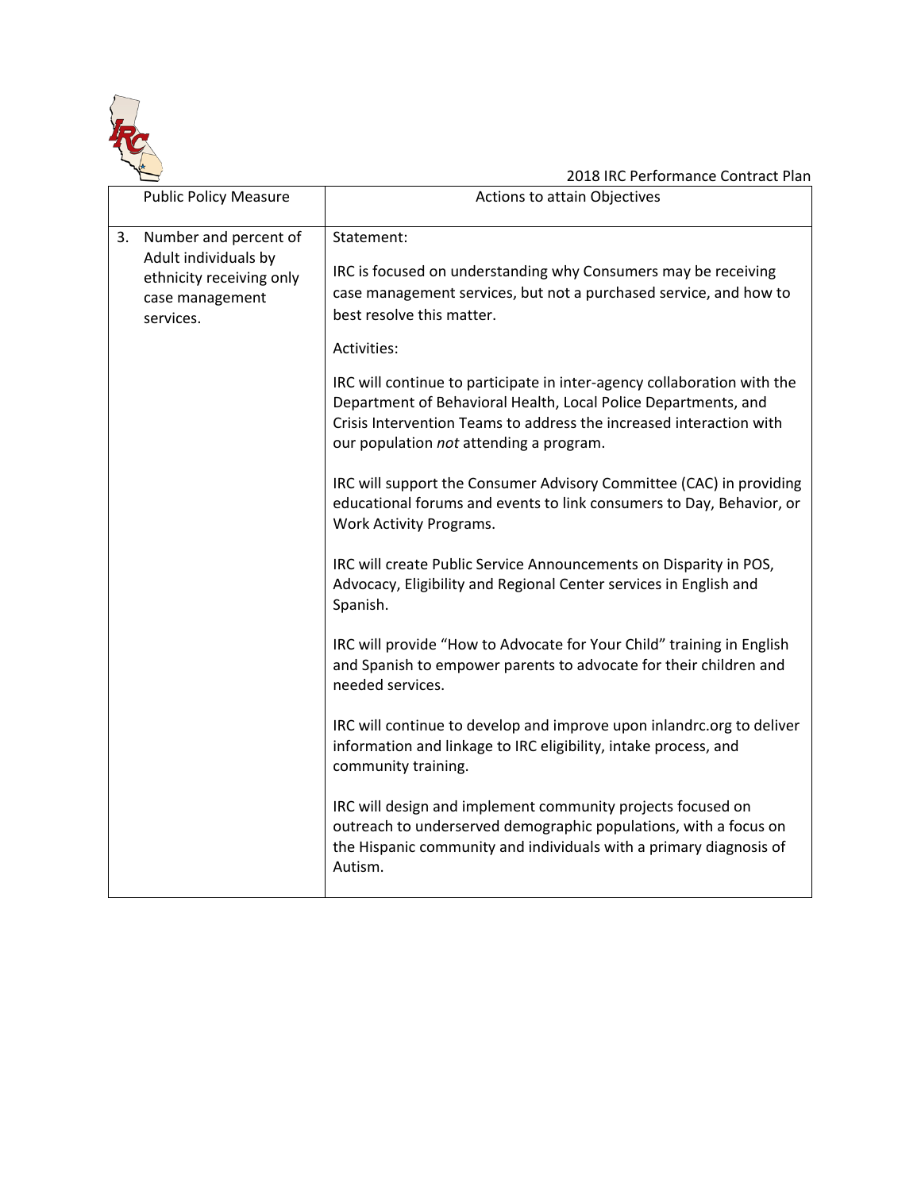| Public Policy Measure | Actions to attain Objectives |
| --- | --- |
| 3. Number and percent of Adult individuals by ethnicity receiving only case management services. | Statement:<br><br>IRC is focused on understanding why Consumers may be receiving case management services, but not a purchased service, and how to best resolve this matter.<br><br>Activities:<br><br>IRC will continue to participate in inter-agency collaboration with the Department of Behavioral Health, Local Police Departments, and Crisis Intervention Teams to address the increased interaction with our population *not* attending a program.<br><br>IRC will support the Consumer Advisory Committee (CAC) in providing educational forums and events to link consumers to Day, Behavior, or Work Activity Programs.<br><br>IRC will create Public Service Announcements on Disparity in POS, Advocacy, Eligibility and Regional Center services in English and Spanish.<br><br>IRC will provide "How to Advocate for Your Child" training in English and Spanish to empower parents to advocate for their children and needed services.<br><br>IRC will continue to develop and improve upon inlandrc.org to deliver information and linkage to IRC eligibility, intake process, and community training.<br><br>IRC will design and implement community projects focused on outreach to underserved demographic populations, with a focus on the Hispanic community and individuals with a primary diagnosis of Autism. |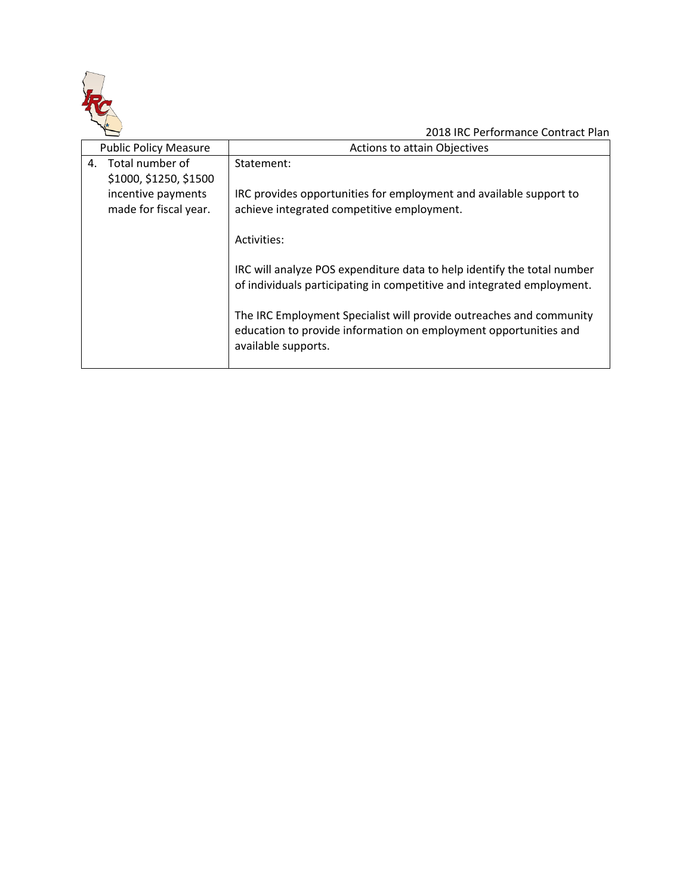| Public Policy Measure | Actions to attain Objectives |
|---|---|
| 4. Total number of $1000, $1250, $1500 incentive payments made for fiscal year. | Statement:<br><br>IRC provides opportunities for employment and available support to achieve integrated competitive employment.<br><br>Activities:<br><br>IRC will analyze POS expenditure data to help identify the total number of individuals participating in competitive and integrated employment.<br><br>The IRC Employment Specialist will provide outreaches and community education to provide information on employment opportunities and available supports. |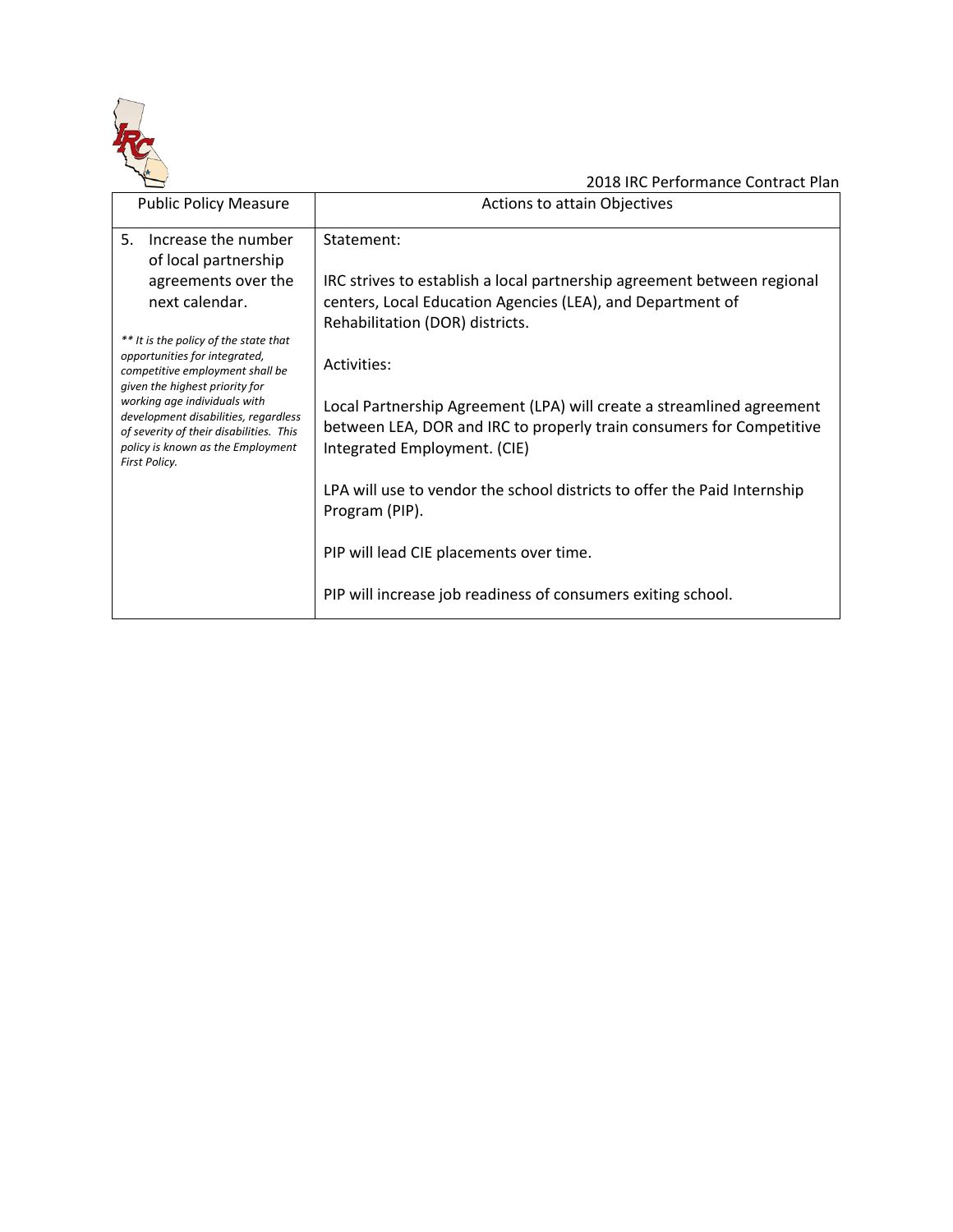| Public Policy Measure | Actions to attain Objectives |
| --- | --- |
| 5. Increase the number of local partnership agreements over the next calendar.<br><br>*** It is the policy of the state that opportunities for integrated, competitive employment shall be given the highest priority for working age individuals with development disabilities, regardless of severity of their disabilities. This policy is known as the Employment First Policy.* | Statement:<br><br>IRC strives to establish a local partnership agreement between regional centers, Local Education Agencies (LEA), and Department of Rehabilitation (DOR) districts.<br><br>Activities:<br><br>Local Partnership Agreement (LPA) will create a streamlined agreement between LEA, DOR and IRC to properly train consumers for Competitive Integrated Employment. (CIE)<br><br>LPA will use to vendor the school districts to offer the Paid Internship Program (PIP).<br><br>PIP will lead CIE placements over time.<br><br>PIP will increase job readiness of consumers exiting school. |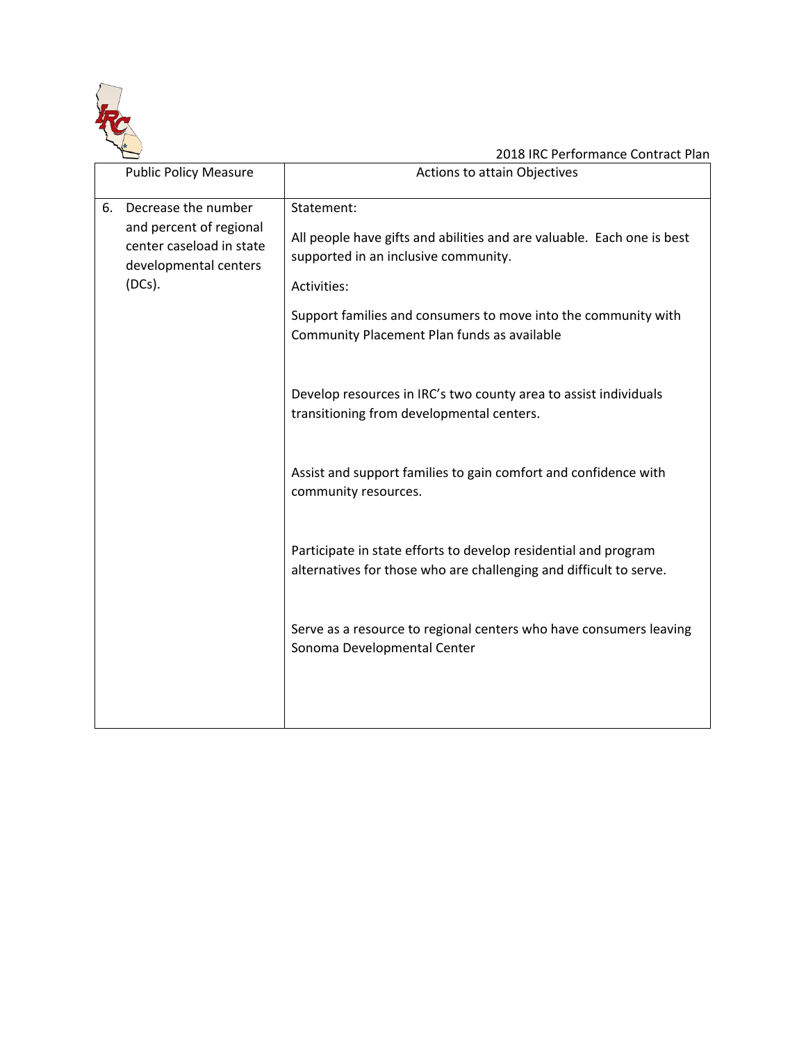2018 IRC Performance Contract Plan

| Public Policy Measure | Actions to attain Objectives |
| --- | --- |
| 6. Decrease the number and percent of regional center caseload in state developmental centers (DCs). | Statement:<br><br>All people have gifts and abilities and are valuable. Each one is best supported in an inclusive community.<br><br>Activities:<br><br>Support families and consumers to move into the community with Community Placement Plan funds as available<br><br>Develop resources in IRC's two county area to assist individuals transitioning from developmental centers.<br><br>Assist and support families to gain comfort and confidence with community resources.<br><br>Participate in state efforts to develop residential and program alternatives for those who are challenging and difficult to serve.<br><br>Serve as a resource to regional centers who have consumers leaving Sonoma Developmental Center |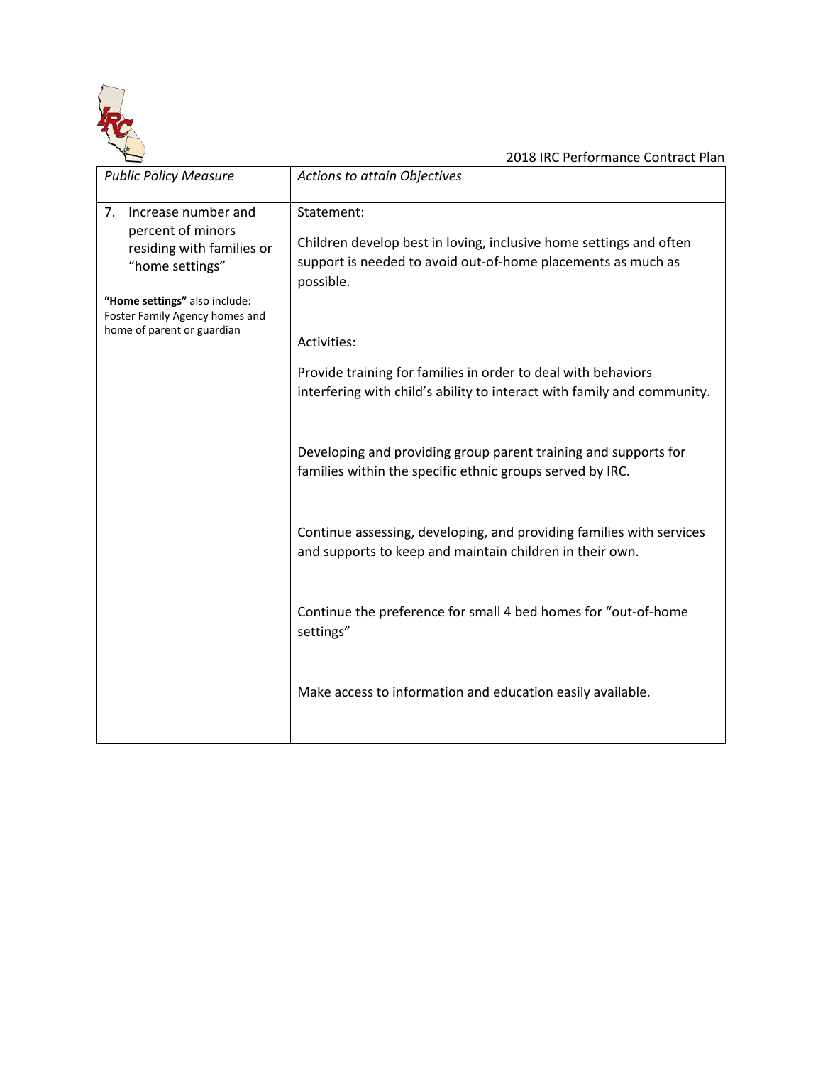| *Public Policy Measure* | *Actions to attain Objectives* |
|---|---|
| 7. Increase number and percent of minors residing with families or "home settings"<br><br>**"Home settings"** also include: Foster Family Agency homes and home of parent or guardian | Statement:<br><br>Children develop best in loving, inclusive home settings and often support is needed to avoid out-of-home placements as much as possible.<br><br>Activities:<br><br>Provide training for families in order to deal with behaviors interfering with child's ability to interact with family and community.<br><br>Developing and providing group parent training and supports for families within the specific ethnic groups served by IRC.<br><br>Continue assessing, developing, and providing families with services and supports to keep and maintain children in their own.<br><br>Continue the preference for small 4 bed homes for "out-of-home settings"<br><br>Make access to information and education easily available. |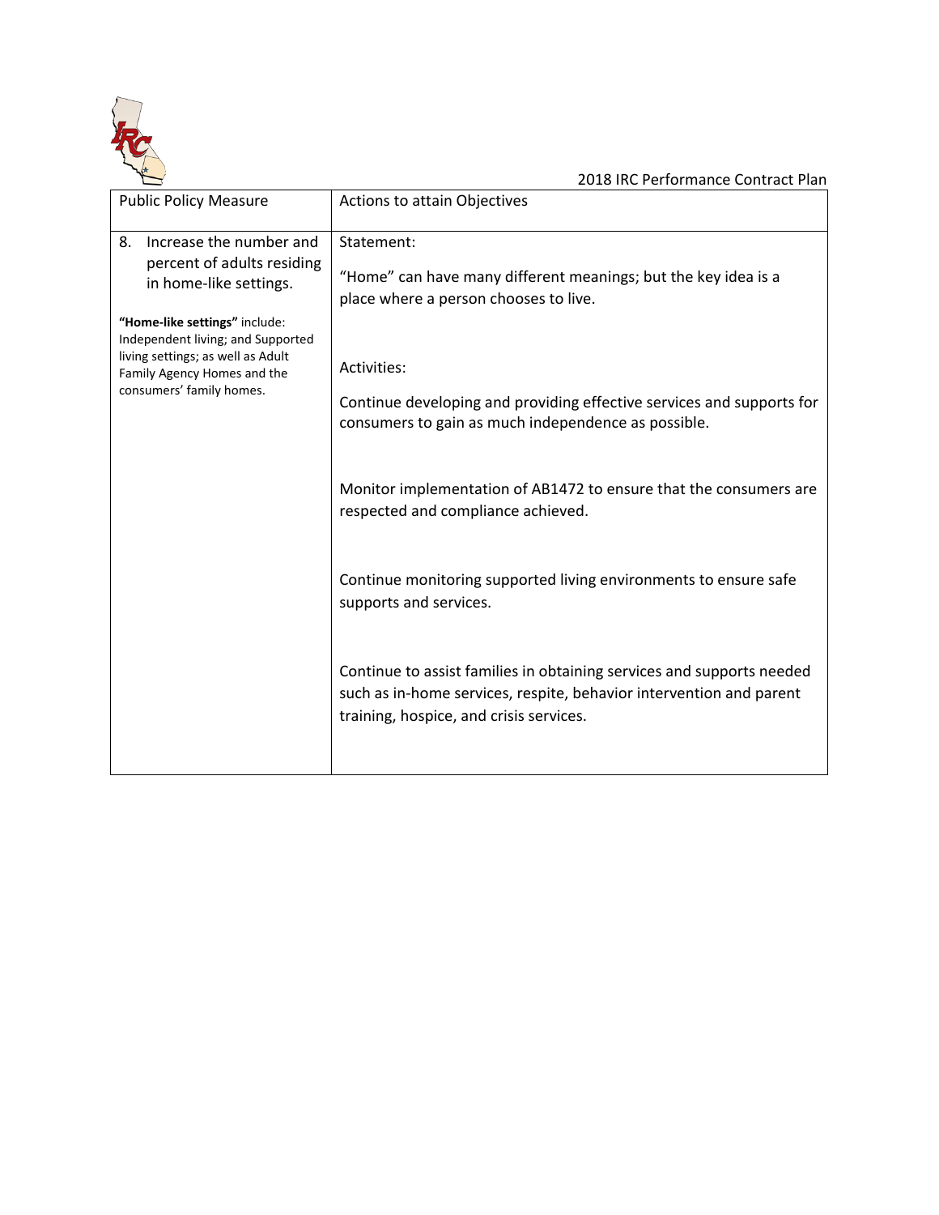| Public Policy Measure | Actions to attain Objectives |
|---|---|
| 8. Increase the number and percent of adults residing in home-like settings.<br><br>**"Home-like settings"** include: Independent living; and Supported living settings; as well as Adult Family Agency Homes and the consumers' family homes. | Statement:<br><br>"Home" can have many different meanings; but the key idea is a place where a person chooses to live.<br><br>Activities:<br><br>Continue developing and providing effective services and supports for consumers to gain as much independence as possible.<br><br>Monitor implementation of AB1472 to ensure that the consumers are respected and compliance achieved.<br><br>Continue monitoring supported living environments to ensure safe supports and services.<br><br>Continue to assist families in obtaining services and supports needed such as in-home services, respite, behavior intervention and parent training, hospice, and crisis services. |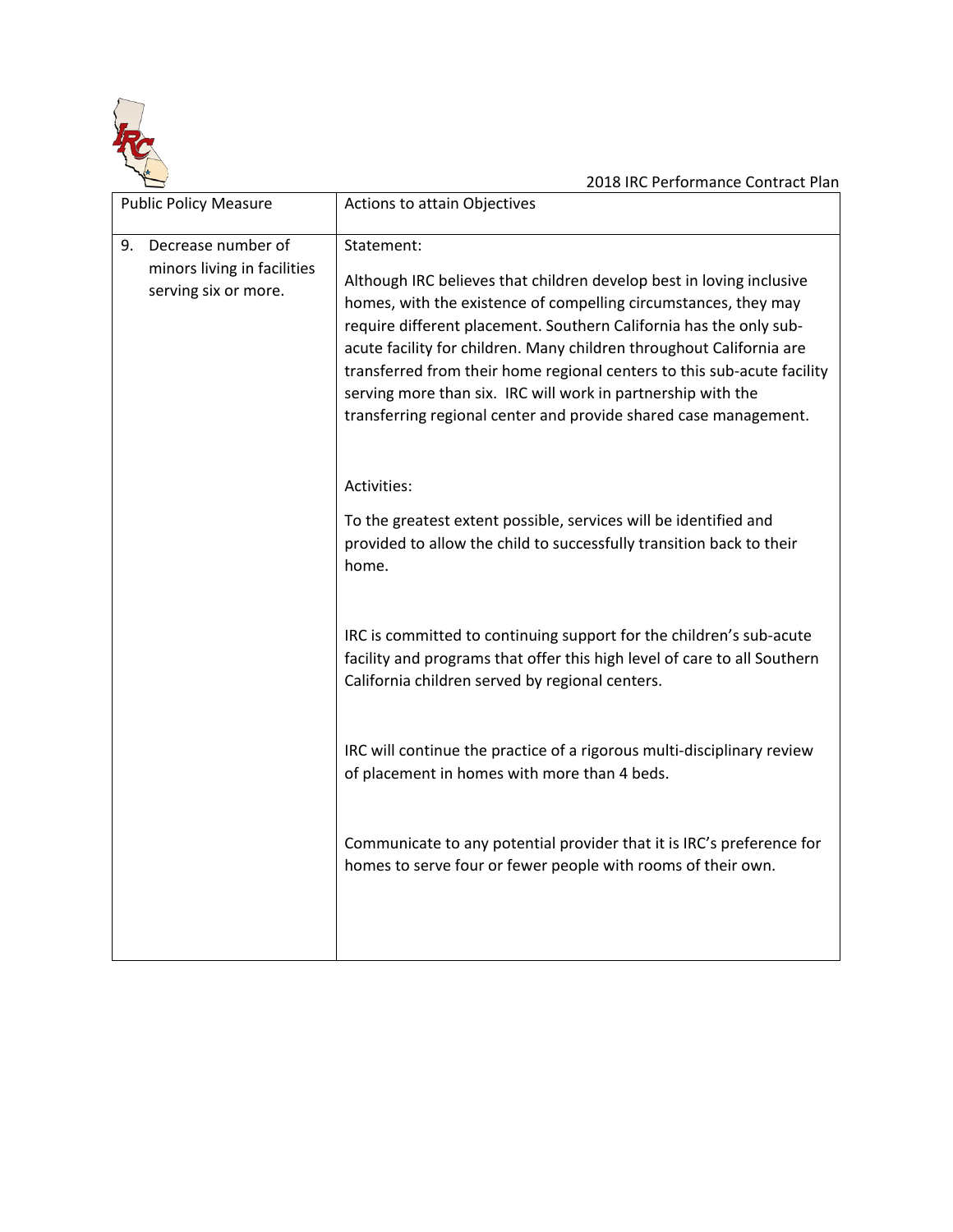| Public Policy Measure | Actions to attain Objectives |
|---|---|
| 9. Decrease number of minors living in facilities serving six or more. | Statement:<br><br>Although IRC believes that children develop best in loving inclusive homes, with the existence of compelling circumstances, they may require different placement. Southern California has the only sub-acute facility for children. Many children throughout California are transferred from their home regional centers to this sub-acute facility serving more than six. IRC will work in partnership with the transferring regional center and provide shared case management.<br><br>Activities:<br><br>To the greatest extent possible, services will be identified and provided to allow the child to successfully transition back to their home.<br><br>IRC is committed to continuing support for the children's sub-acute facility and programs that offer this high level of care to all Southern California children served by regional centers.<br><br>IRC will continue the practice of a rigorous multi-disciplinary review of placement in homes with more than 4 beds.<br><br>Communicate to any potential provider that it is IRC's preference for homes to serve four or fewer people with rooms of their own. |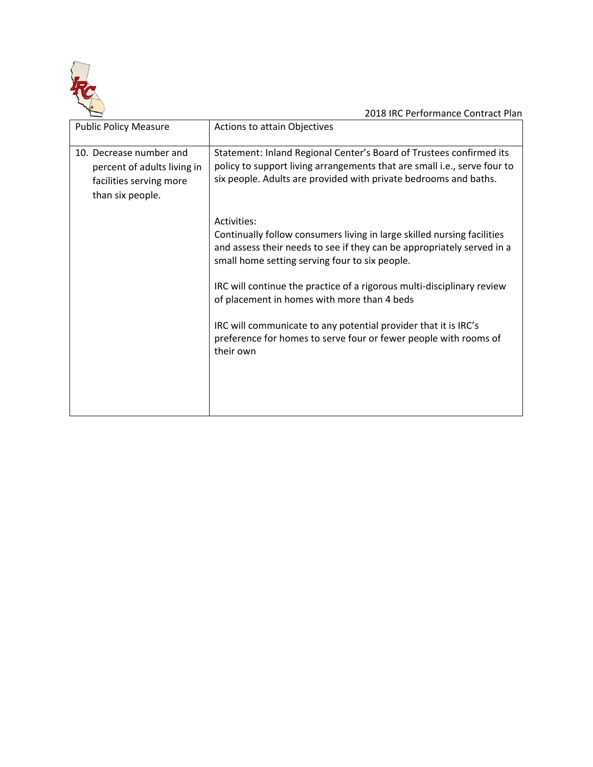| Public Policy Measure | Actions to attain Objectives |
|---|---|
| 10. Decrease number and percent of adults living in facilities serving more than six people. | Statement: Inland Regional Center's Board of Trustees confirmed its policy to support living arrangements that are small i.e., serve four to six people. Adults are provided with private bedrooms and baths.<br><br>Activities:<br>Continually follow consumers living in large skilled nursing facilities and assess their needs to see if they can be appropriately served in a small home setting serving four to six people.<br><br>IRC will continue the practice of a rigorous multi-disciplinary review of placement in homes with more than 4 beds<br><br>IRC will communicate to any potential provider that it is IRC's preference for homes to serve four or fewer people with rooms of their own |